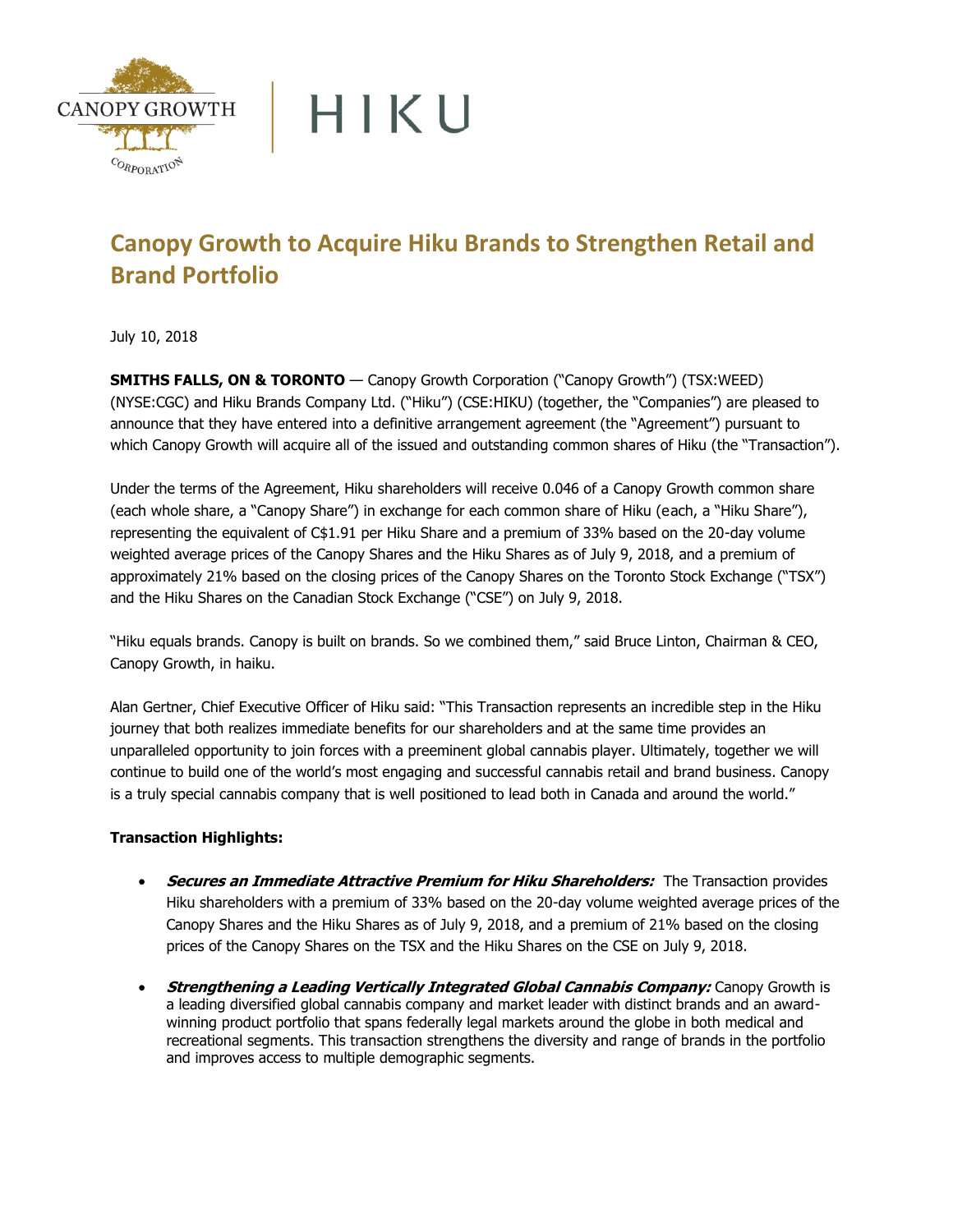CANOPY GROWTH CORPORATION | HIKU

# Canopy Growth to Acquire Hiku Brands to Strengthen Retail and Brand Portfolio

July 10, 2018

**SMITHS FALLS, ON & TORONTO** — Canopy Growth Corporation ("Canopy Growth") (TSX:WEED) (NYSE:CGC) and Hiku Brands Company Ltd. ("Hiku") (CSE:HIKU) (together, the "Companies") are pleased to announce that they have entered into a definitive arrangement agreement (the "Agreement") pursuant to which Canopy Growth will acquire all of the issued and outstanding common shares of Hiku (the "Transaction").

Under the terms of the Agreement, Hiku shareholders will receive 0.046 of a Canopy Growth common share (each whole share, a "Canopy Share") in exchange for each common share of Hiku (each, a "Hiku Share"), representing the equivalent of C$1.91 per Hiku Share and a premium of 33% based on the 20-day volume weighted average prices of the Canopy Shares and the Hiku Shares as of July 9, 2018, and a premium of approximately 21% based on the closing prices of the Canopy Shares on the Toronto Stock Exchange ("TSX") and the Hiku Shares on the Canadian Stock Exchange ("CSE") on July 9, 2018.

"Hiku equals brands. Canopy is built on brands. So we combined them," said Bruce Linton, Chairman & CEO, Canopy Growth, in haiku.

Alan Gertner, Chief Executive Officer of Hiku said: "This Transaction represents an incredible step in the Hiku journey that both realizes immediate benefits for our shareholders and at the same time provides an unparalleled opportunity to join forces with a preeminent global cannabis player. Ultimately, together we will continue to build one of the world's most engaging and successful cannabis retail and brand business. Canopy is a truly special cannabis company that is well positioned to lead both in Canada and around the world."

**Transaction Highlights:**

- ***Secures an Immediate Attractive Premium for Hiku Shareholders:*** The Transaction provides Hiku shareholders with a premium of 33% based on the 20-day volume weighted average prices of the Canopy Shares and the Hiku Shares as of July 9, 2018, and a premium of 21% based on the closing prices of the Canopy Shares on the TSX and the Hiku Shares on the CSE on July 9, 2018.
- ***Strengthening a Leading Vertically Integrated Global Cannabis Company:*** Canopy Growth is a leading diversified global cannabis company and market leader with distinct brands and an award-winning product portfolio that spans federally legal markets around the globe in both medical and recreational segments. This transaction strengthens the diversity and range of brands in the portfolio and improves access to multiple demographic segments.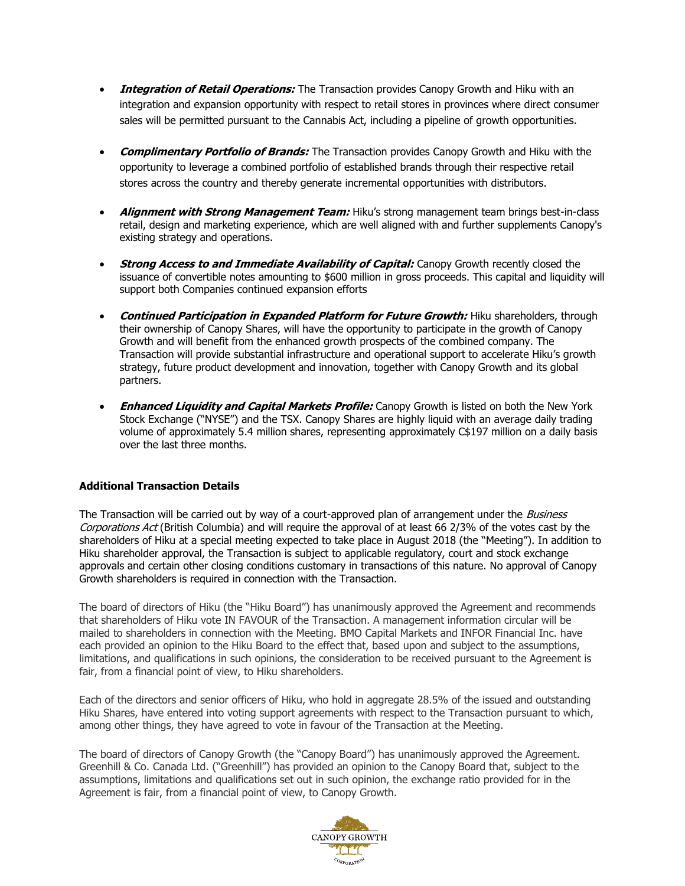- ***Integration of Retail Operations:*** The Transaction provides Canopy Growth and Hiku with an integration and expansion opportunity with respect to retail stores in provinces where direct consumer sales will be permitted pursuant to the Cannabis Act, including a pipeline of growth opportunities.

- ***Complimentary Portfolio of Brands:*** The Transaction provides Canopy Growth and Hiku with the opportunity to leverage a combined portfolio of established brands through their respective retail stores across the country and thereby generate incremental opportunities with distributors.

- ***Alignment with Strong Management Team:*** Hiku's strong management team brings best-in-class retail, design and marketing experience, which are well aligned with and further supplements Canopy's existing strategy and operations.

- ***Strong Access to and Immediate Availability of Capital:*** Canopy Growth recently closed the issuance of convertible notes amounting to $600 million in gross proceeds. This capital and liquidity will support both Companies continued expansion efforts

- ***Continued Participation in Expanded Platform for Future Growth:*** Hiku shareholders, through their ownership of Canopy Shares, will have the opportunity to participate in the growth of Canopy Growth and will benefit from the enhanced growth prospects of the combined company. The Transaction will provide substantial infrastructure and operational support to accelerate Hiku's growth strategy, future product development and innovation, together with Canopy Growth and its global partners.

- ***Enhanced Liquidity and Capital Markets Profile:*** Canopy Growth is listed on both the New York Stock Exchange ("NYSE") and the TSX. Canopy Shares are highly liquid with an average daily trading volume of approximately 5.4 million shares, representing approximately C$197 million on a daily basis over the last three months.

**Additional Transaction Details**

The Transaction will be carried out by way of a court-approved plan of arrangement under the *Business Corporations Act* (British Columbia) and will require the approval of at least 66 2/3% of the votes cast by the shareholders of Hiku at a special meeting expected to take place in August 2018 (the "Meeting"). In addition to Hiku shareholder approval, the Transaction is subject to applicable regulatory, court and stock exchange approvals and certain other closing conditions customary in transactions of this nature. No approval of Canopy Growth shareholders is required in connection with the Transaction.

The board of directors of Hiku (the "Hiku Board") has unanimously approved the Agreement and recommends that shareholders of Hiku vote IN FAVOUR of the Transaction. A management information circular will be mailed to shareholders in connection with the Meeting. BMO Capital Markets and INFOR Financial Inc. have each provided an opinion to the Hiku Board to the effect that, based upon and subject to the assumptions, limitations, and qualifications in such opinions, the consideration to be received pursuant to the Agreement is fair, from a financial point of view, to Hiku shareholders.

Each of the directors and senior officers of Hiku, who hold in aggregate 28.5% of the issued and outstanding Hiku Shares, have entered into voting support agreements with respect to the Transaction pursuant to which, among other things, they have agreed to vote in favour of the Transaction at the Meeting.

The board of directors of Canopy Growth (the "Canopy Board") has unanimously approved the Agreement. Greenhill & Co. Canada Ltd. ("Greenhill") has provided an opinion to the Canopy Board that, subject to the assumptions, limitations and qualifications set out in such opinion, the exchange ratio provided for in the Agreement is fair, from a financial point of view, to Canopy Growth.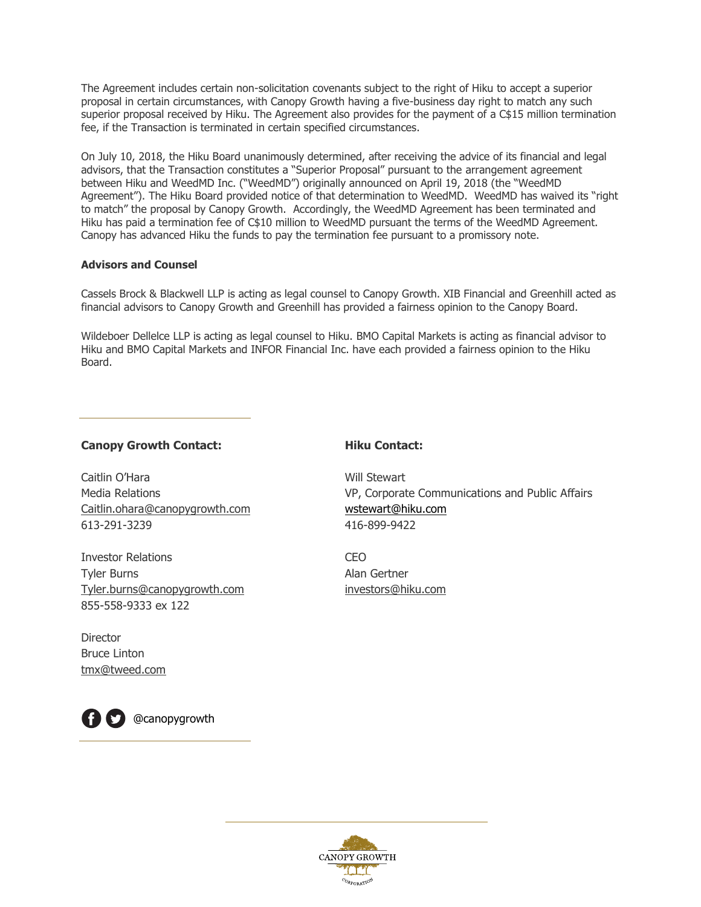The Agreement includes certain non-solicitation covenants subject to the right of Hiku to accept a superior proposal in certain circumstances, with Canopy Growth having a five-business day right to match any such superior proposal received by Hiku. The Agreement also provides for the payment of a C$15 million termination fee, if the Transaction is terminated in certain specified circumstances.

On July 10, 2018, the Hiku Board unanimously determined, after receiving the advice of its financial and legal advisors, that the Transaction constitutes a "Superior Proposal" pursuant to the arrangement agreement between Hiku and WeedMD Inc. ("WeedMD") originally announced on April 19, 2018 (the "WeedMD Agreement"). The Hiku Board provided notice of that determination to WeedMD. WeedMD has waived its "right to match" the proposal by Canopy Growth. Accordingly, the WeedMD Agreement has been terminated and Hiku has paid a termination fee of C$10 million to WeedMD pursuant the terms of the WeedMD Agreement. Canopy has advanced Hiku the funds to pay the termination fee pursuant to a promissory note.

**Advisors and Counsel**

Cassels Brock & Blackwell LLP is acting as legal counsel to Canopy Growth. XIB Financial and Greenhill acted as financial advisors to Canopy Growth and Greenhill has provided a fairness opinion to the Canopy Board.

Wildeboer Dellelce LLP is acting as legal counsel to Hiku. BMO Capital Markets is acting as financial advisor to Hiku and BMO Capital Markets and INFOR Financial Inc. have each provided a fairness opinion to the Hiku Board.

**Canopy Growth Contact:**

Caitlin O'Hara
Media Relations
Caitlin.ohara@canopygrowth.com
613-291-3239

Investor Relations
Tyler Burns
Tyler.burns@canopygrowth.com
855-558-9333 ex 122

Director
Bruce Linton
tmx@tweed.com

@canopygrowth

**Hiku Contact:**

Will Stewart
VP, Corporate Communications and Public Affairs
wstewart@hiku.com
416-899-9422

CEO
Alan Gertner
investors@hiku.com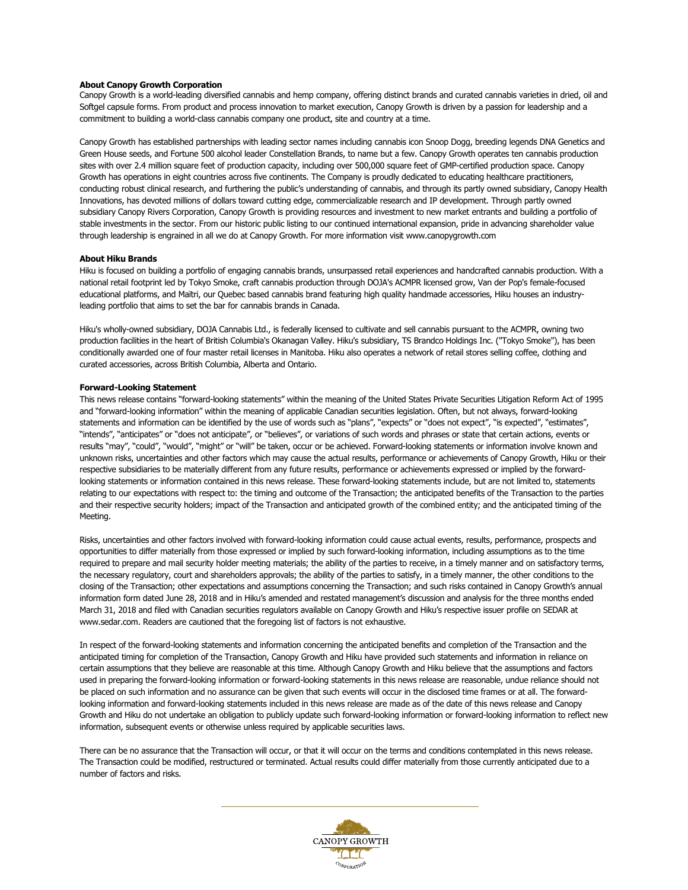**About Canopy Growth Corporation**

Canopy Growth is a world-leading diversified cannabis and hemp company, offering distinct brands and curated cannabis varieties in dried, oil and Softgel capsule forms. From product and process innovation to market execution, Canopy Growth is driven by a passion for leadership and a commitment to building a world-class cannabis company one product, site and country at a time.

Canopy Growth has established partnerships with leading sector names including cannabis icon Snoop Dogg, breeding legends DNA Genetics and Green House seeds, and Fortune 500 alcohol leader Constellation Brands, to name but a few. Canopy Growth operates ten cannabis production sites with over 2.4 million square feet of production capacity, including over 500,000 square feet of GMP-certified production space. Canopy Growth has operations in eight countries across five continents. The Company is proudly dedicated to educating healthcare practitioners, conducting robust clinical research, and furthering the public's understanding of cannabis, and through its partly owned subsidiary, Canopy Health Innovations, has devoted millions of dollars toward cutting edge, commercializable research and IP development. Through partly owned subsidiary Canopy Rivers Corporation, Canopy Growth is providing resources and investment to new market entrants and building a portfolio of stable investments in the sector. From our historic public listing to our continued international expansion, pride in advancing shareholder value through leadership is engrained in all we do at Canopy Growth. For more information visit www.canopygrowth.com

**About Hiku Brands**

Hiku is focused on building a portfolio of engaging cannabis brands, unsurpassed retail experiences and handcrafted cannabis production. With a national retail footprint led by Tokyo Smoke, craft cannabis production through DOJA's ACMPR licensed grow, Van der Pop's female-focused educational platforms, and Maïtri, our Quebec based cannabis brand featuring high quality handmade accessories, Hiku houses an industry-leading portfolio that aims to set the bar for cannabis brands in Canada.

Hiku's wholly-owned subsidiary, DOJA Cannabis Ltd., is federally licensed to cultivate and sell cannabis pursuant to the ACMPR, owning two production facilities in the heart of British Columbia's Okanagan Valley. Hiku's subsidiary, TS Brandco Holdings Inc. ("Tokyo Smoke"), has been conditionally awarded one of four master retail licenses in Manitoba. Hiku also operates a network of retail stores selling coffee, clothing and curated accessories, across British Columbia, Alberta and Ontario.

**Forward-Looking Statement**

This news release contains "forward-looking statements" within the meaning of the United States Private Securities Litigation Reform Act of 1995 and "forward-looking information" within the meaning of applicable Canadian securities legislation. Often, but not always, forward-looking statements and information can be identified by the use of words such as "plans", "expects" or "does not expect", "is expected", "estimates", "intends", "anticipates" or "does not anticipate", or "believes", or variations of such words and phrases or state that certain actions, events or results "may", "could", "would", "might" or "will" be taken, occur or be achieved. Forward-looking statements or information involve known and unknown risks, uncertainties and other factors which may cause the actual results, performance or achievements of Canopy Growth, Hiku or their respective subsidiaries to be materially different from any future results, performance or achievements expressed or implied by the forward-looking statements or information contained in this news release. These forward-looking statements include, but are not limited to, statements relating to our expectations with respect to: the timing and outcome of the Transaction; the anticipated benefits of the Transaction to the parties and their respective security holders; impact of the Transaction and anticipated growth of the combined entity; and the anticipated timing of the Meeting.

Risks, uncertainties and other factors involved with forward-looking information could cause actual events, results, performance, prospects and opportunities to differ materially from those expressed or implied by such forward-looking information, including assumptions as to the time required to prepare and mail security holder meeting materials; the ability of the parties to receive, in a timely manner and on satisfactory terms, the necessary regulatory, court and shareholders approvals; the ability of the parties to satisfy, in a timely manner, the other conditions to the closing of the Transaction; other expectations and assumptions concerning the Transaction; and such risks contained in Canopy Growth's annual information form dated June 28, 2018 and in Hiku's amended and restated management's discussion and analysis for the three months ended March 31, 2018 and filed with Canadian securities regulators available on Canopy Growth and Hiku's respective issuer profile on SEDAR at www.sedar.com. Readers are cautioned that the foregoing list of factors is not exhaustive.

In respect of the forward-looking statements and information concerning the anticipated benefits and completion of the Transaction and the anticipated timing for completion of the Transaction, Canopy Growth and Hiku have provided such statements and information in reliance on certain assumptions that they believe are reasonable at this time. Although Canopy Growth and Hiku believe that the assumptions and factors used in preparing the forward-looking information or forward-looking statements in this news release are reasonable, undue reliance should not be placed on such information and no assurance can be given that such events will occur in the disclosed time frames or at all. The forward-looking information and forward-looking statements included in this news release are made as of the date of this news release and Canopy Growth and Hiku do not undertake an obligation to publicly update such forward-looking information or forward-looking information to reflect new information, subsequent events or otherwise unless required by applicable securities laws.

There can be no assurance that the Transaction will occur, or that it will occur on the terms and conditions contemplated in this news release. The Transaction could be modified, restructured or terminated. Actual results could differ materially from those currently anticipated due to a number of factors and risks.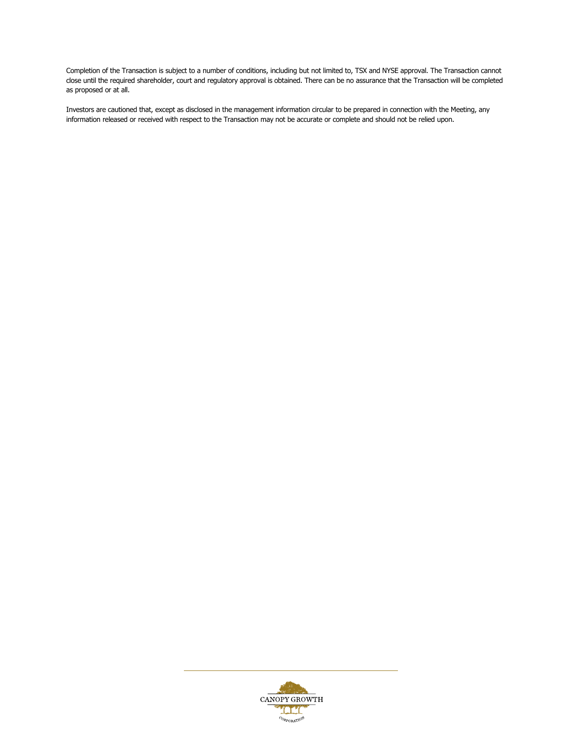Completion of the Transaction is subject to a number of conditions, including but not limited to, TSX and NYSE approval. The Transaction cannot close until the required shareholder, court and regulatory approval is obtained. There can be no assurance that the Transaction will be completed as proposed or at all.

Investors are cautioned that, except as disclosed in the management information circular to be prepared in connection with the Meeting, any information released or received with respect to the Transaction may not be accurate or complete and should not be relied upon.